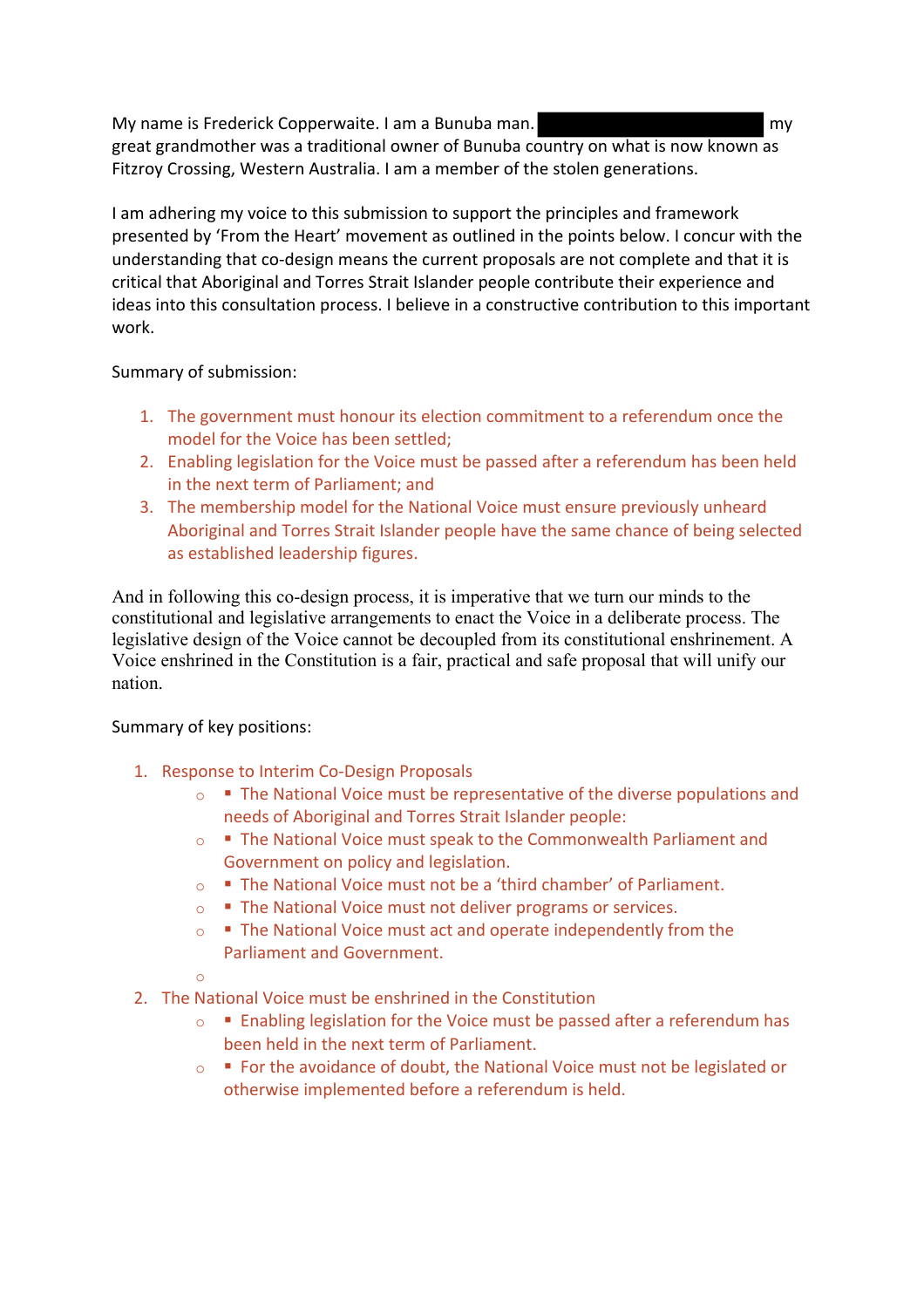My name is Frederick Copperwaite. I am a Bunuba man. [REDACTED] my great grandmother was a traditional owner of Bunuba country on what is now known as Fitzroy Crossing, Western Australia. I am a member of the stolen generations.

I am adhering my voice to this submission to support the principles and framework presented by 'From the Heart' movement as outlined in the points below. I concur with the understanding that co-design means the current proposals are not complete and that it is critical that Aboriginal and Torres Strait Islander people contribute their experience and ideas into this consultation process. I believe in a constructive contribution to this important work.

Summary of submission:

1. The government must honour its election commitment to a referendum once the model for the Voice has been settled;
2. Enabling legislation for the Voice must be passed after a referendum has been held in the next term of Parliament; and
3. The membership model for the National Voice must ensure previously unheard Aboriginal and Torres Strait Islander people have the same chance of being selected as established leadership figures.

And in following this co-design process, it is imperative that we turn our minds to the constitutional and legislative arrangements to enact the Voice in a deliberate process. The legislative design of the Voice cannot be decoupled from its constitutional enshrinement. A Voice enshrined in the Constitution is a fair, practical and safe proposal that will unify our nation.

Summary of key positions:

1. Response to Interim Co-Design Proposals
   - ▪ The National Voice must be representative of the diverse populations and needs of Aboriginal and Torres Strait Islander people:
   - ▪ The National Voice must speak to the Commonwealth Parliament and Government on policy and legislation.
   - ▪ The National Voice must not be a 'third chamber' of Parliament.
   - ▪ The National Voice must not deliver programs or services.
   - ▪ The National Voice must act and operate independently from the Parliament and Government.
2. The National Voice must be enshrined in the Constitution
   - ▪ Enabling legislation for the Voice must be passed after a referendum has been held in the next term of Parliament.
   - ▪ For the avoidance of doubt, the National Voice must not be legislated or otherwise implemented before a referendum is held.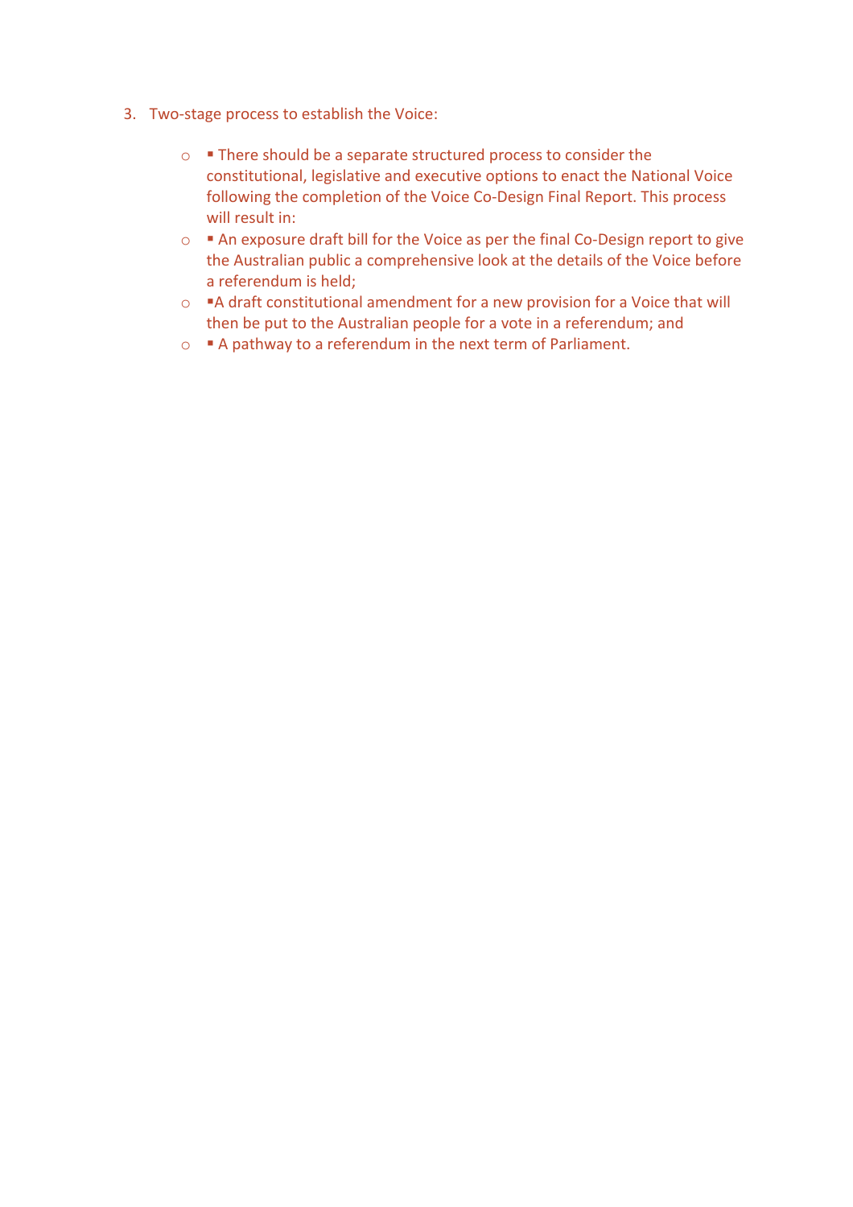3. Two-stage process to establish the Voice:

    - ▪ There should be a separate structured process to consider the constitutional, legislative and executive options to enact the National Voice following the completion of the Voice Co-Design Final Report. This process will result in:
    - ▪ An exposure draft bill for the Voice as per the final Co-Design report to give the Australian public a comprehensive look at the details of the Voice before a referendum is held;
    - ▪A draft constitutional amendment for a new provision for a Voice that will then be put to the Australian people for a vote in a referendum; and
    - ▪ A pathway to a referendum in the next term of Parliament.